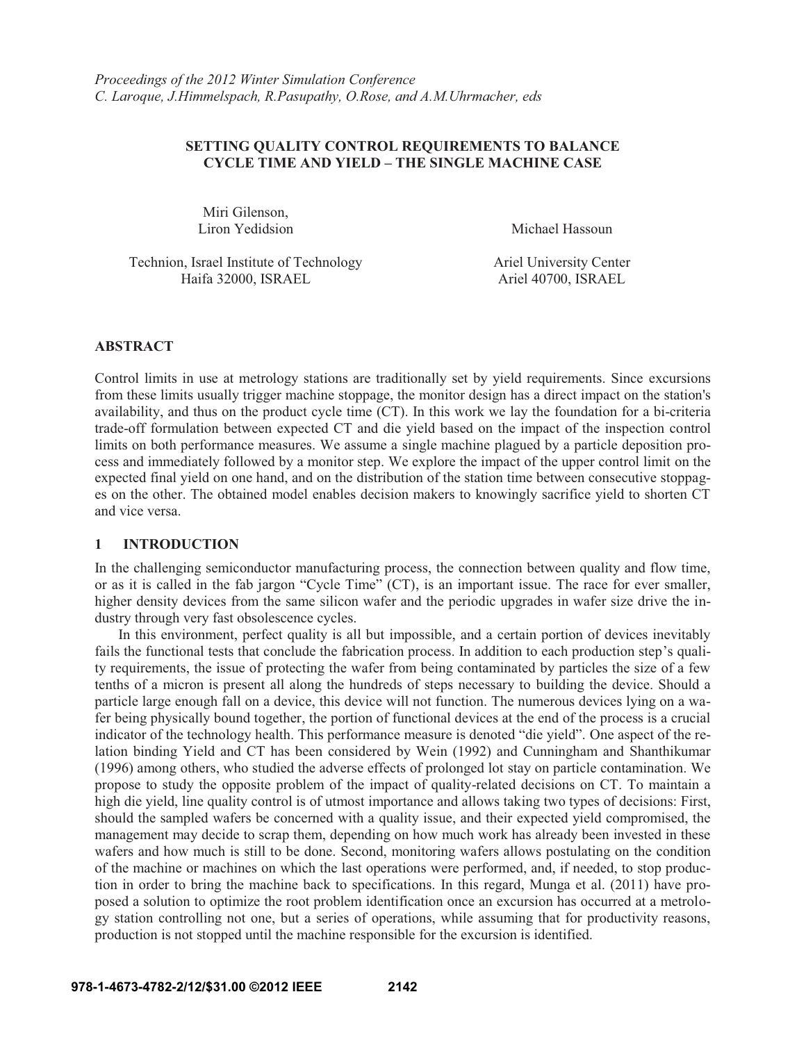*Proceedings of the 2012 Winter Simulation Conference*
*C. Laroque, J.Himmelspach, R.Pasupathy, O.Rose, and A.M.Uhrmacher, eds*

# SETTING QUALITY CONTROL REQUIREMENTS TO BALANCE CYCLE TIME AND YIELD – THE SINGLE MACHINE CASE

Miri Gilenson,
Liron Yedidsion

Technion, Israel Institute of Technology
Haifa 32000, ISRAEL

Michael Hassoun

Ariel University Center
Ariel 40700, ISRAEL

## ABSTRACT

Control limits in use at metrology stations are traditionally set by yield requirements. Since excursions from these limits usually trigger machine stoppage, the monitor design has a direct impact on the station's availability, and thus on the product cycle time (CT). In this work we lay the foundation for a bi-criteria trade-off formulation between expected CT and die yield based on the impact of the inspection control limits on both performance measures. We assume a single machine plagued by a particle deposition process and immediately followed by a monitor step. We explore the impact of the upper control limit on the expected final yield on one hand, and on the distribution of the station time between consecutive stoppages on the other. The obtained model enables decision makers to knowingly sacrifice yield to shorten CT and vice versa.

## 1 INTRODUCTION

In the challenging semiconductor manufacturing process, the connection between quality and flow time, or as it is called in the fab jargon "Cycle Time" (CT), is an important issue. The race for ever smaller, higher density devices from the same silicon wafer and the periodic upgrades in wafer size drive the industry through very fast obsolescence cycles.

In this environment, perfect quality is all but impossible, and a certain portion of devices inevitably fails the functional tests that conclude the fabrication process. In addition to each production step's quality requirements, the issue of protecting the wafer from being contaminated by particles the size of a few tenths of a micron is present all along the hundreds of steps necessary to building the device. Should a particle large enough fall on a device, this device will not function. The numerous devices lying on a wafer being physically bound together, the portion of functional devices at the end of the process is a crucial indicator of the technology health. This performance measure is denoted "die yield". One aspect of the relation binding Yield and CT has been considered by Wein (1992) and Cunningham and Shanthikumar (1996) among others, who studied the adverse effects of prolonged lot stay on particle contamination. We propose to study the opposite problem of the impact of quality-related decisions on CT. To maintain a high die yield, line quality control is of utmost importance and allows taking two types of decisions: First, should the sampled wafers be concerned with a quality issue, and their expected yield compromised, the management may decide to scrap them, depending on how much work has already been invested in these wafers and how much is still to be done. Second, monitoring wafers allows postulating on the condition of the machine or machines on which the last operations were performed, and, if needed, to stop production in order to bring the machine back to specifications. In this regard, Munga et al. (2011) have proposed a solution to optimize the root problem identification once an excursion has occurred at a metrology station controlling not one, but a series of operations, while assuming that for productivity reasons, production is not stopped until the machine responsible for the excursion is identified.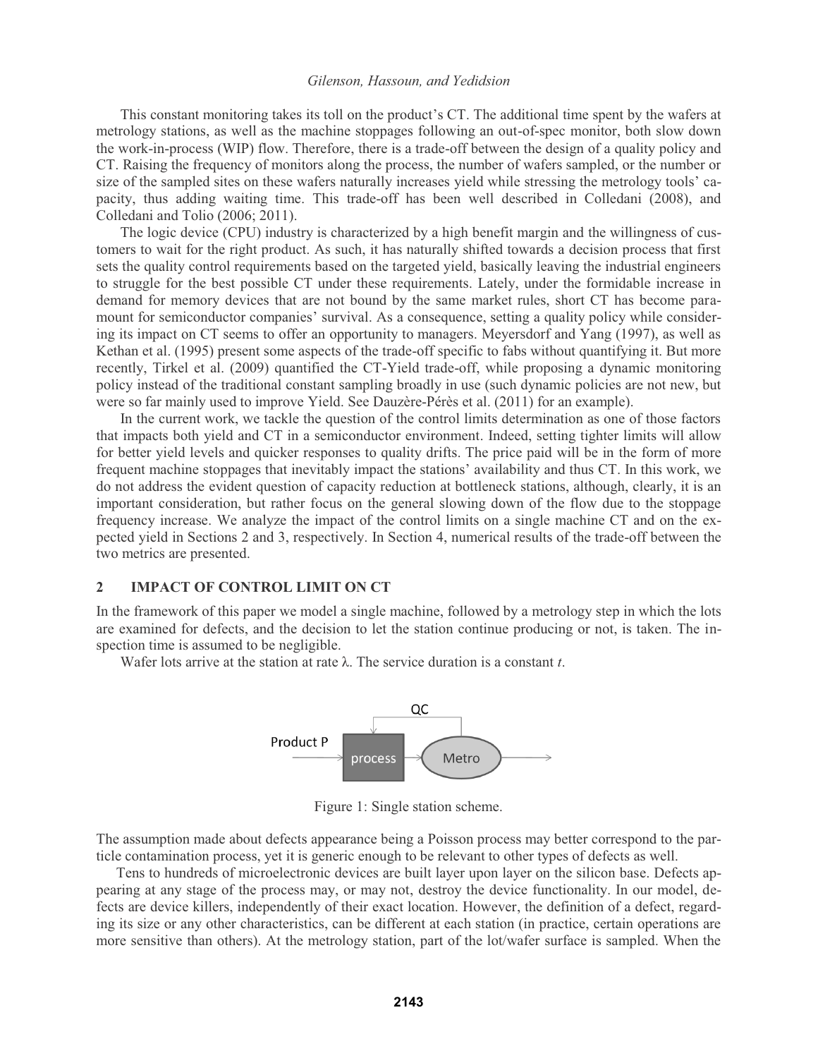This constant monitoring takes its toll on the product's CT. The additional time spent by the wafers at metrology stations, as well as the machine stoppages following an out-of-spec monitor, both slow down the work-in-process (WIP) flow. Therefore, there is a trade-off between the design of a quality policy and CT. Raising the frequency of monitors along the process, the number of wafers sampled, or the number or size of the sampled sites on these wafers naturally increases yield while stressing the metrology tools' capacity, thus adding waiting time. This trade-off has been well described in Colledani (2008), and Colledani and Tolio (2006; 2011).

The logic device (CPU) industry is characterized by a high benefit margin and the willingness of customers to wait for the right product. As such, it has naturally shifted towards a decision process that first sets the quality control requirements based on the targeted yield, basically leaving the industrial engineers to struggle for the best possible CT under these requirements. Lately, under the formidable increase in demand for memory devices that are not bound by the same market rules, short CT has become paramount for semiconductor companies' survival. As a consequence, setting a quality policy while considering its impact on CT seems to offer an opportunity to managers. Meyersdorf and Yang (1997), as well as Kethan et al. (1995) present some aspects of the trade-off specific to fabs without quantifying it. But more recently, Tirkel et al. (2009) quantified the CT-Yield trade-off, while proposing a dynamic monitoring policy instead of the traditional constant sampling broadly in use (such dynamic policies are not new, but were so far mainly used to improve Yield. See Dauzère-Pérès et al. (2011) for an example).

In the current work, we tackle the question of the control limits determination as one of those factors that impacts both yield and CT in a semiconductor environment. Indeed, setting tighter limits will allow for better yield levels and quicker responses to quality drifts. The price paid will be in the form of more frequent machine stoppages that inevitably impact the stations' availability and thus CT. In this work, we do not address the evident question of capacity reduction at bottleneck stations, although, clearly, it is an important consideration, but rather focus on the general slowing down of the flow due to the stoppage frequency increase. We analyze the impact of the control limits on a single machine CT and on the expected yield in Sections 2 and 3, respectively. In Section 4, numerical results of the trade-off between the two metrics are presented.

## 2 IMPACT OF CONTROL LIMIT ON CT

In the framework of this paper we model a single machine, followed by a metrology step in which the lots are examined for defects, and the decision to let the station continue producing or not, is taken. The inspection time is assumed to be negligible.

Wafer lots arrive at the station at rate $\lambda$. The service duration is a constant $t$.

QC
Product P
process
Metro

Figure 1: Single station scheme.

The assumption made about defects appearance being a Poisson process may better correspond to the particle contamination process, yet it is generic enough to be relevant to other types of defects as well.

Tens to hundreds of microelectronic devices are built layer upon layer on the silicon base. Defects appearing at any stage of the process may, or may not, destroy the device functionality. In our model, defects are device killers, independently of their exact location. However, the definition of a defect, regarding its size or any other characteristics, can be different at each station (in practice, certain operations are more sensitive than others). At the metrology station, part of the lot/wafer surface is sampled. When the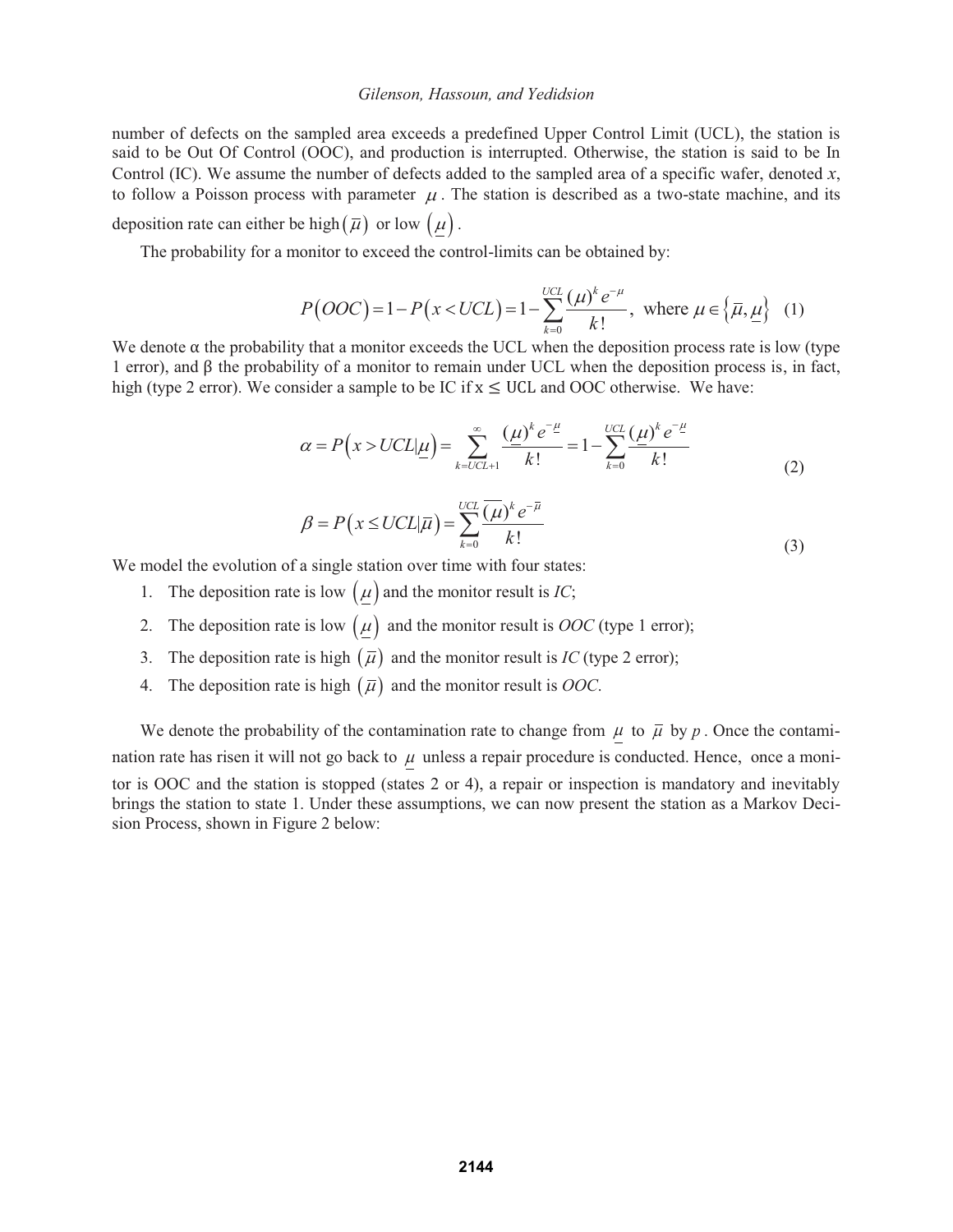number of defects on the sampled area exceeds a predefined Upper Control Limit (UCL), the station is said to be Out Of Control (OOC), and production is interrupted. Otherwise, the station is said to be In Control (IC). We assume the number of defects added to the sampled area of a specific wafer, denoted $x$, to follow a Poisson process with parameter $\mu$. The station is described as a two-state machine, and its deposition rate can either be high $\left(\overline{\mu}\right)$ or low $\left(\underline{\mu}\right)$.

The probability for a monitor to exceed the control-limits can be obtained by:

$$P\left(OOC\right)=1-P\left(x<UCL\right)=1-\sum_{k=0}^{UCL}\frac{(\mu)^k e^{-\mu}}{k!},\ \text{where } \mu\in\left\{\overline{\mu},\underline{\mu}\right\} \quad (1)$$

We denote α the probability that a monitor exceeds the UCL when the deposition process rate is low (type 1 error), and β the probability of a monitor to remain under UCL when the deposition process is, in fact, high (type 2 error). We consider a sample to be IC if $x \leq \text{UCL}$ and OOC otherwise. We have:

$$\alpha=P\left(x>UCL|\underline{\mu}\right)=\sum_{k=UCL+1}^{\infty}\frac{(\underline{\mu})^k e^{-\underline{\mu}}}{k!}=1-\sum_{k=0}^{UCL}\frac{(\underline{\mu})^k e^{-\underline{\mu}}}{k!} \quad (2)$$

$$\beta=P\left(x\leq UCL|\overline{\mu}\right)=\sum_{k=0}^{UCL}\frac{(\overline{\mu})^k e^{-\overline{\mu}}}{k!} \quad (3)$$

We model the evolution of a single station over time with four states:

1. The deposition rate is low $\left(\underline{\mu}\right)$ and the monitor result is *IC*;
2. The deposition rate is low $\left(\underline{\mu}\right)$ and the monitor result is *OOC* (type 1 error);
3. The deposition rate is high $\left(\overline{\mu}\right)$ and the monitor result is *IC* (type 2 error);
4. The deposition rate is high $\left(\overline{\mu}\right)$ and the monitor result is *OOC*.

We denote the probability of the contamination rate to change from $\underline{\mu}$ to $\overline{\mu}$ by $p$. Once the contamination rate has risen it will not go back to $\underline{\mu}$ unless a repair procedure is conducted. Hence, once a monitor is OOC and the station is stopped (states 2 or 4), a repair or inspection is mandatory and inevitably brings the station to state 1. Under these assumptions, we can now present the station as a Markov Decision Process, shown in Figure 2 below: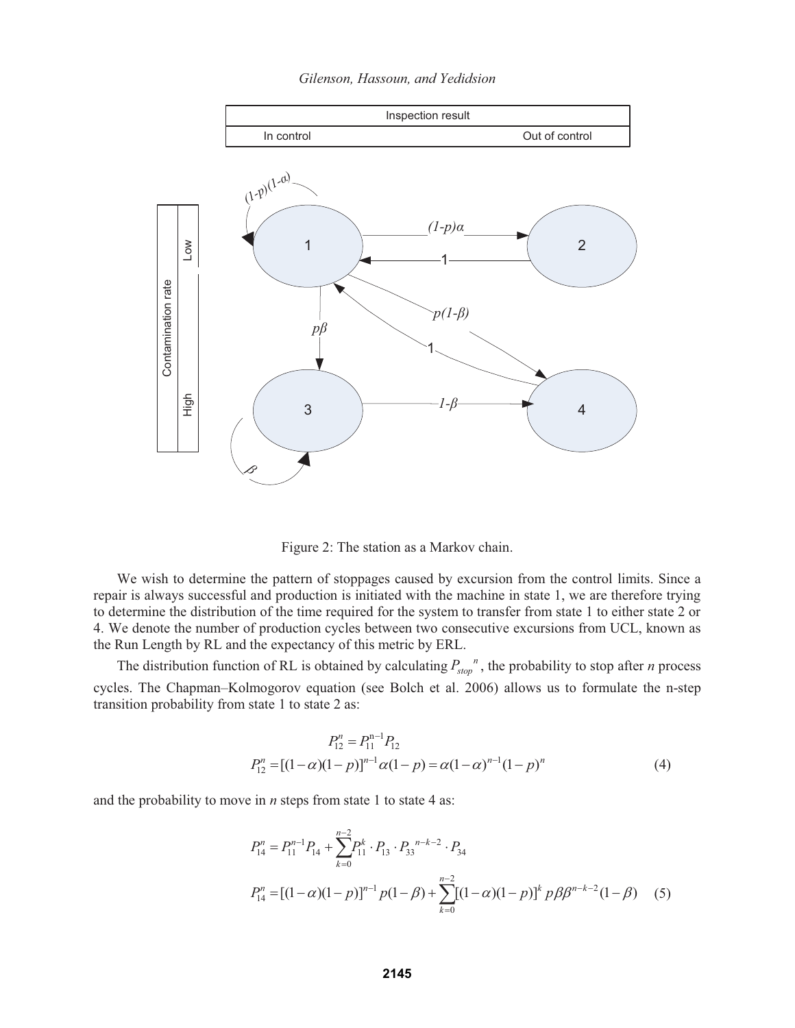Figure 2: The station as a Markov chain.

We wish to determine the pattern of stoppages caused by excursion from the control limits. Since a repair is always successful and production is initiated with the machine in state 1, we are therefore trying to determine the distribution of the time required for the system to transfer from state 1 to either state 2 or 4. We denote the number of production cycles between two consecutive excursions from UCL, known as the Run Length by RL and the expectancy of this metric by ERL.

The distribution function of RL is obtained by calculating $P_{stop}{}^{n}$, the probability to stop after *n* process cycles. The Chapman–Kolmogorov equation (see Bolch et al. 2006) allows us to formulate the n-step transition probability from state 1 to state 2 as:

$$
\begin{aligned}
P_{12}^{n} &= P_{11}^{n-1} P_{12} \\
P_{12}^{n} &= [(1-\alpha)(1-p)]^{n-1} \alpha(1-p) = \alpha(1-\alpha)^{n-1}(1-p)^{n}
\end{aligned}
\tag{4}
$$

and the probability to move in *n* steps from state 1 to state 4 as:

$$
\begin{aligned}
P_{14}^{n} &= P_{11}^{n-1} P_{14} + \sum_{k=0}^{n-2} P_{11}^{k} \cdot P_{13} \cdot P_{33}{}^{n-k-2} \cdot P_{34} \\
P_{14}^{n} &= [(1-\alpha)(1-p)]^{n-1} p(1-\beta) + \sum_{k=0}^{n-2} [(1-\alpha)(1-p)]^{k} \, p\beta\beta^{n-k-2}(1-\beta)
\end{aligned}
\tag{5}
$$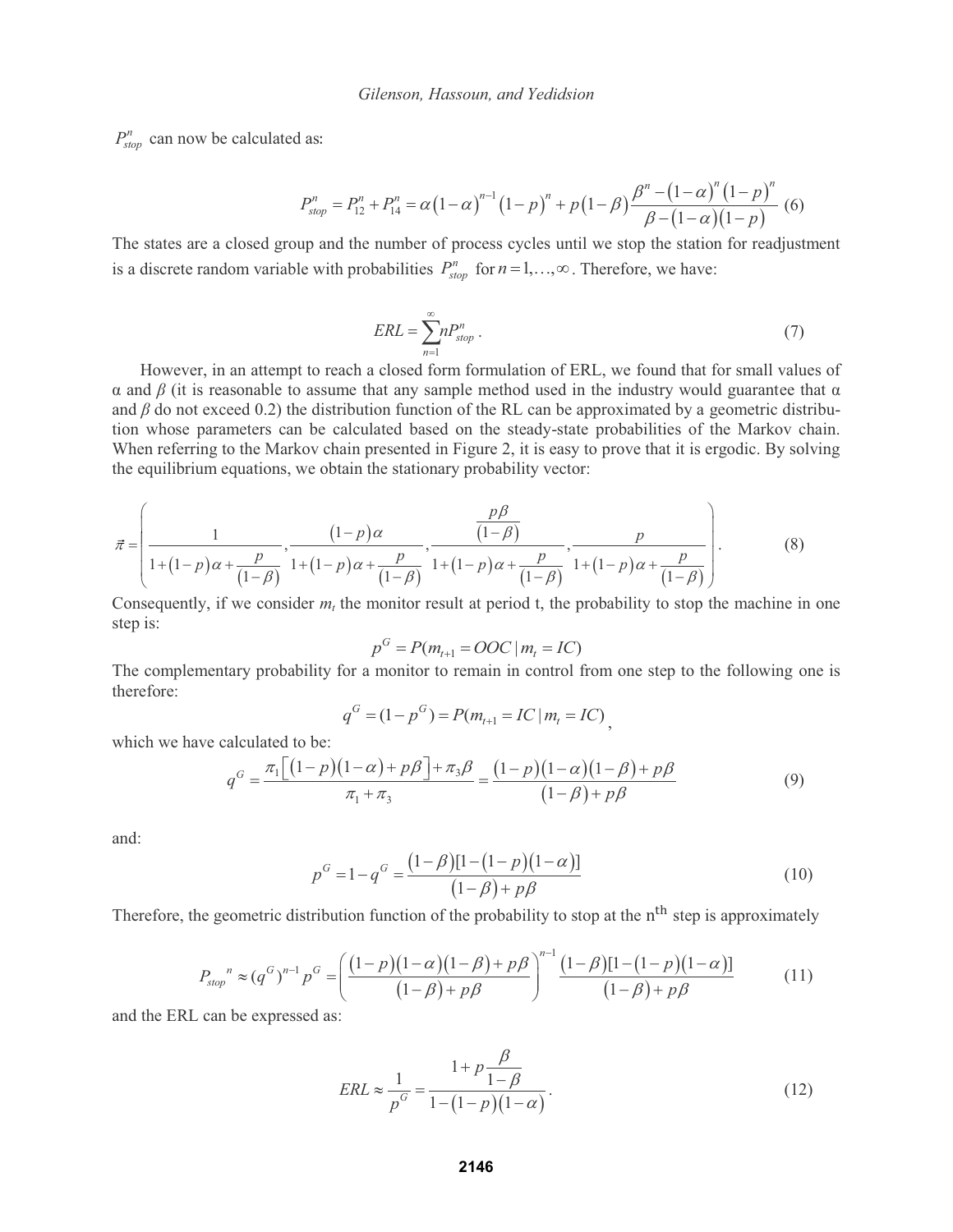$P_{stop}^n$ can now be calculated as:

$$P_{stop}^n = P_{12}^n + P_{14}^n = \alpha(1-\alpha)^{n-1}(1-p)^n + p(1-\beta)\frac{\beta^n - (1-\alpha)^n(1-p)^n}{\beta - (1-\alpha)(1-p)} \quad (6)$$

The states are a closed group and the number of process cycles until we stop the station for readjustment is a discrete random variable with probabilities $P_{stop}^n$ for $n = 1, \ldots, \infty$. Therefore, we have:

$$ERL = \sum_{n=1}^{\infty} n P_{stop}^n . \quad (7)$$

However, in an attempt to reach a closed form formulation of ERL, we found that for small values of α and $\beta$ (it is reasonable to assume that any sample method used in the industry would guarantee that α and $\beta$ do not exceed 0.2) the distribution function of the RL can be approximated by a geometric distribution whose parameters can be calculated based on the steady-state probabilities of the Markov chain. When referring to the Markov chain presented in Figure 2, it is easy to prove that it is ergodic. By solving the equilibrium equations, we obtain the stationary probability vector:

$$\vec{\pi} = \left( \frac{1}{1+(1-p)\alpha + \frac{p}{(1-\beta)}}, \frac{(1-p)\alpha}{1+(1-p)\alpha + \frac{p}{(1-\beta)}}, \frac{\frac{p\beta}{(1-\beta)}}{1+(1-p)\alpha + \frac{p}{(1-\beta)}}, \frac{p}{1+(1-p)\alpha + \frac{p}{(1-\beta)}} \right). \quad (8)$$

Consequently, if we consider $m_t$ the monitor result at period t, the probability to stop the machine in one step is:

$$p^G = P(m_{t+1} = OOC \mid m_t = IC)$$

The complementary probability for a monitor to remain in control from one step to the following one is therefore:

$$q^G = (1 - p^G) = P(m_{t+1} = IC \mid m_t = IC),$$

which we have calculated to be:

$$q^G = \frac{\pi_1\left[(1-p)(1-\alpha) + p\beta\right] + \pi_3\beta}{\pi_1 + \pi_3} = \frac{(1-p)(1-\alpha)(1-\beta) + p\beta}{(1-\beta) + p\beta} \quad (9)$$

and:

$$p^G = 1 - q^G = \frac{(1-\beta)[1-(1-p)(1-\alpha)]}{(1-\beta) + p\beta} \quad (10)$$

Therefore, the geometric distribution function of the probability to stop at the n<sup>th</sup> step is approximately

$$P_{stop}{}^n \approx (q^G)^{n-1} p^G = \left( \frac{(1-p)(1-\alpha)(1-\beta) + p\beta}{(1-\beta) + p\beta} \right)^{n-1} \frac{(1-\beta)[1-(1-p)(1-\alpha)]}{(1-\beta) + p\beta} \quad (11)$$

and the ERL can be expressed as:

$$ERL \approx \frac{1}{p^G} = \frac{1 + p\frac{\beta}{1-\beta}}{1-(1-p)(1-\alpha)}. \quad (12)$$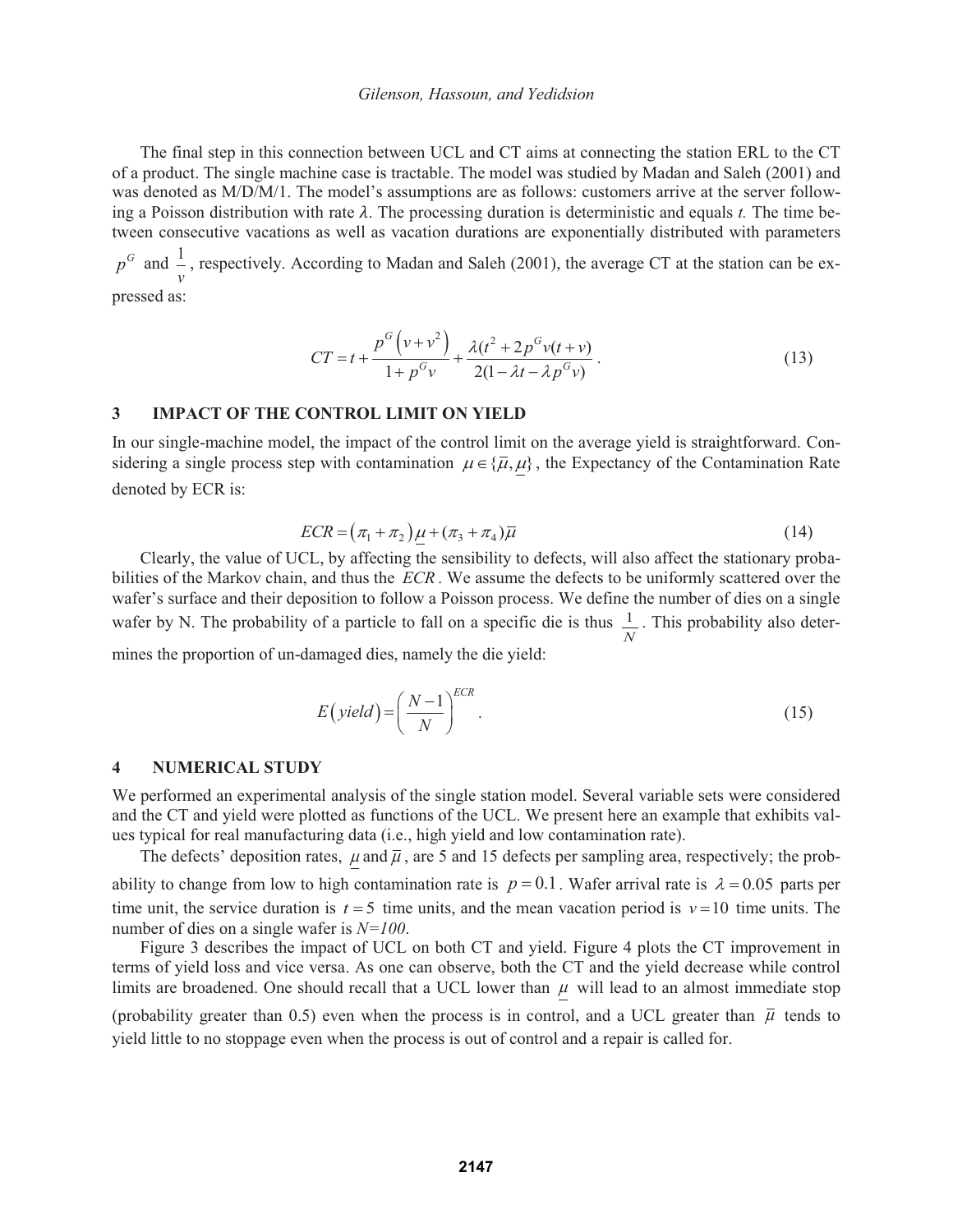The final step in this connection between UCL and CT aims at connecting the station ERL to the CT of a product. The single machine case is tractable. The model was studied by Madan and Saleh (2001) and was denoted as M/D/M/1. The model's assumptions are as follows: customers arrive at the server following a Poisson distribution with rate $\lambda$. The processing duration is deterministic and equals $t$. The time between consecutive vacations as well as vacation durations are exponentially distributed with parameters $p^G$ and $\frac{1}{v}$, respectively. According to Madan and Saleh (2001), the average CT at the station can be expressed as:

$$CT = t + \frac{p^G\left(v+v^2\right)}{1+p^G v} + \frac{\lambda(t^2 + 2p^G v(t+v)}{2(1-\lambda t - \lambda p^G v)}. \tag{13}$$

## 3 IMPACT OF THE CONTROL LIMIT ON YIELD

In our single-machine model, the impact of the control limit on the average yield is straightforward. Considering a single process step with contamination $\mu \in \{\overline{\mu}, \underline{\mu}\}$, the Expectancy of the Contamination Rate denoted by ECR is:

$$ECR = \left(\pi_1 + \pi_2\right)\underline{\mu} + (\pi_3 + \pi_4)\overline{\mu} \tag{14}$$

Clearly, the value of UCL, by affecting the sensibility to defects, will also affect the stationary probabilities of the Markov chain, and thus the $ECR$. We assume the defects to be uniformly scattered over the wafer's surface and their deposition to follow a Poisson process. We define the number of dies on a single wafer by N. The probability of a particle to fall on a specific die is thus $\frac{1}{N}$. This probability also determines the proportion of un-damaged dies, namely the die yield:

$$E\left(yield\right) = \left(\frac{N-1}{N}\right)^{ECR}. \tag{15}$$

## 4 NUMERICAL STUDY

We performed an experimental analysis of the single station model. Several variable sets were considered and the CT and yield were plotted as functions of the UCL. We present here an example that exhibits values typical for real manufacturing data (i.e., high yield and low contamination rate).

The defects' deposition rates, $\underline{\mu}$ and $\overline{\mu}$, are 5 and 15 defects per sampling area, respectively; the probability to change from low to high contamination rate is $p = 0.1$. Wafer arrival rate is $\lambda = 0.05$ parts per time unit, the service duration is $t = 5$ time units, and the mean vacation period is $v = 10$ time units. The number of dies on a single wafer is *N=100*.

Figure 3 describes the impact of UCL on both CT and yield. Figure 4 plots the CT improvement in terms of yield loss and vice versa. As one can observe, both the CT and the yield decrease while control limits are broadened. One should recall that a UCL lower than $\underline{\mu}$ will lead to an almost immediate stop (probability greater than 0.5) even when the process is in control, and a UCL greater than $\overline{\mu}$ tends to yield little to no stoppage even when the process is out of control and a repair is called for.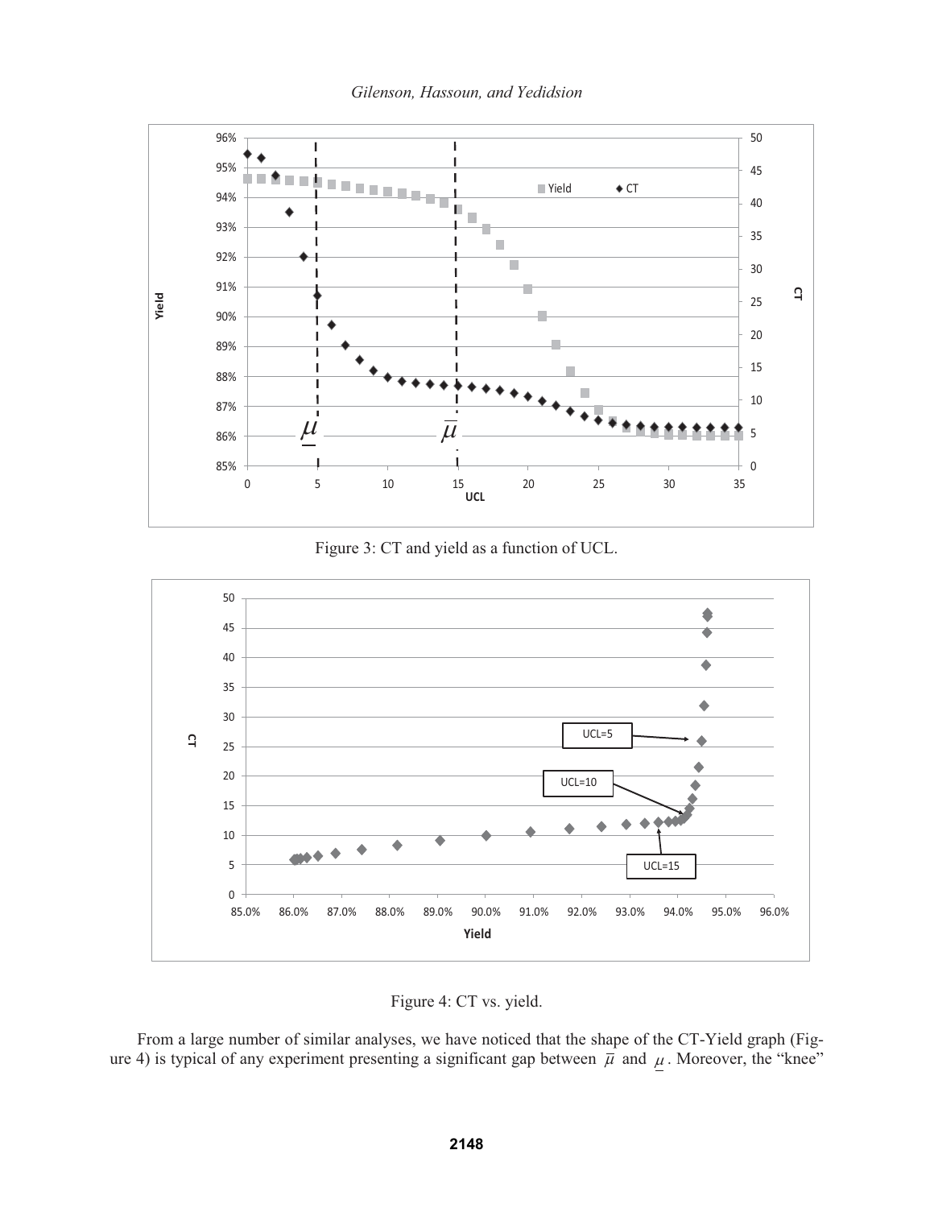Figure 3: CT and yield as a function of UCL.

Figure 4: CT vs. yield.

From a large number of similar analyses, we have noticed that the shape of the CT-Yield graph (Figure 4) is typical of any experiment presenting a significant gap between $\bar{\mu}$ and $\underline{\mu}$. Moreover, the "knee"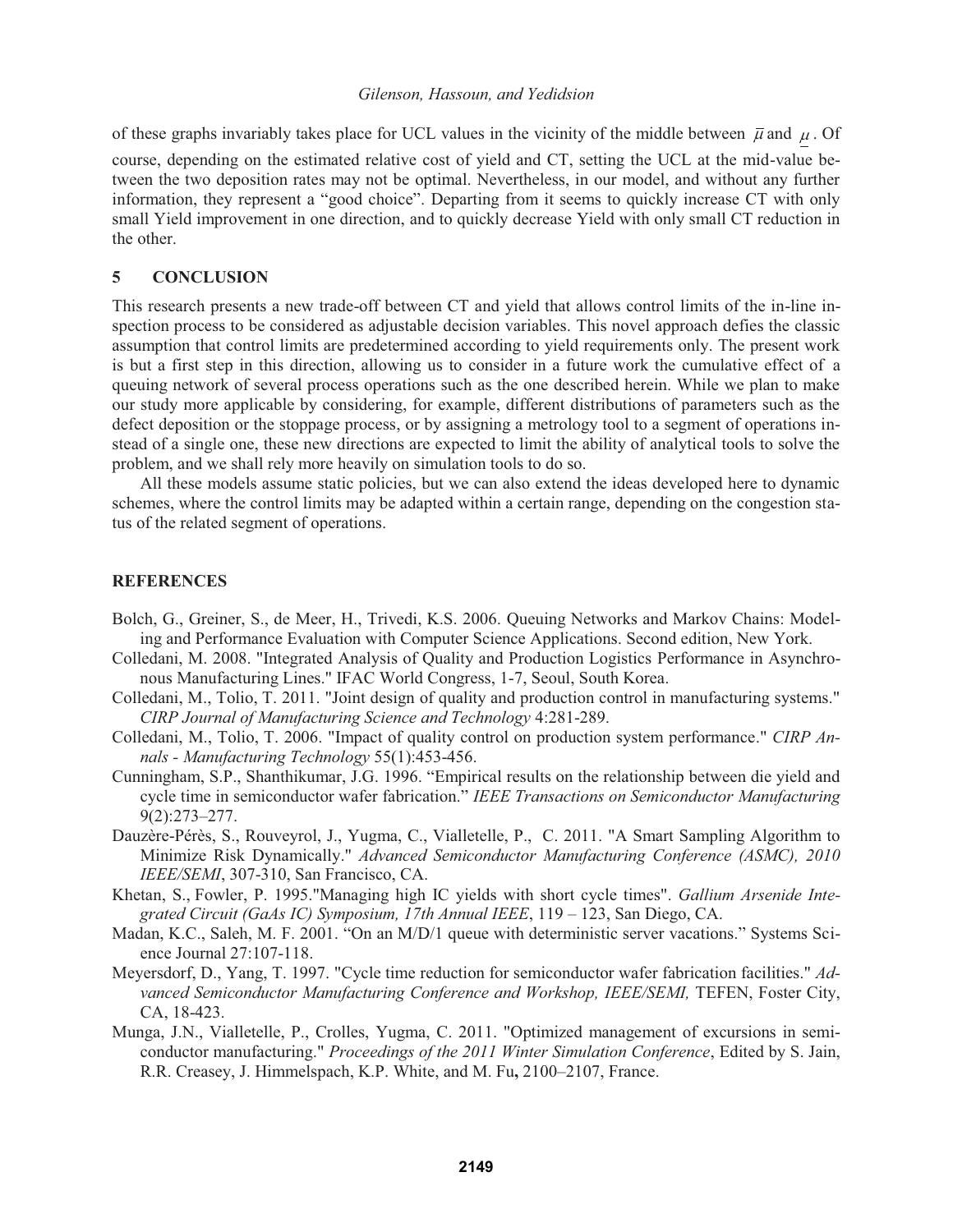of these graphs invariably takes place for UCL values in the vicinity of the middle between $\bar{\mu}$ and $\underline{\mu}$. Of course, depending on the estimated relative cost of yield and CT, setting the UCL at the mid-value between the two deposition rates may not be optimal. Nevertheless, in our model, and without any further information, they represent a "good choice". Departing from it seems to quickly increase CT with only small Yield improvement in one direction, and to quickly decrease Yield with only small CT reduction in the other.

## 5 CONCLUSION

This research presents a new trade-off between CT and yield that allows control limits of the in-line inspection process to be considered as adjustable decision variables. This novel approach defies the classic assumption that control limits are predetermined according to yield requirements only. The present work is but a first step in this direction, allowing us to consider in a future work the cumulative effect of a queuing network of several process operations such as the one described herein. While we plan to make our study more applicable by considering, for example, different distributions of parameters such as the defect deposition or the stoppage process, or by assigning a metrology tool to a segment of operations instead of a single one, these new directions are expected to limit the ability of analytical tools to solve the problem, and we shall rely more heavily on simulation tools to do so.

All these models assume static policies, but we can also extend the ideas developed here to dynamic schemes, where the control limits may be adapted within a certain range, depending on the congestion status of the related segment of operations.

## REFERENCES

Bolch, G., Greiner, S., de Meer, H., Trivedi, K.S. 2006. Queuing Networks and Markov Chains: Modeling and Performance Evaluation with Computer Science Applications. Second edition, New York.

Colledani, M. 2008. "Integrated Analysis of Quality and Production Logistics Performance in Asynchronous Manufacturing Lines." IFAC World Congress, 1-7, Seoul, South Korea.

Colledani, M., Tolio, T. 2011. "Joint design of quality and production control in manufacturing systems." *CIRP Journal of Manufacturing Science and Technology* 4:281-289.

Colledani, M., Tolio, T. 2006. "Impact of quality control on production system performance." *CIRP Annals - Manufacturing Technology* 55(1):453-456.

Cunningham, S.P., Shanthikumar, J.G. 1996. "Empirical results on the relationship between die yield and cycle time in semiconductor wafer fabrication." *IEEE Transactions on Semiconductor Manufacturing* 9(2):273–277.

Dauzère-Pérès, S., Rouveyrol, J., Yugma, C., Vialletelle, P., C. 2011. "A Smart Sampling Algorithm to Minimize Risk Dynamically." *Advanced Semiconductor Manufacturing Conference (ASMC), 2010 IEEE/SEMI*, 307-310, San Francisco, CA.

Khetan, S., Fowler, P. 1995."Managing high IC yields with short cycle times". *Gallium Arsenide Integrated Circuit (GaAs IC) Symposium, 17th Annual IEEE*, 119 – 123, San Diego, CA.

Madan, K.C., Saleh, M. F. 2001. "On an M/D/1 queue with deterministic server vacations." Systems Science Journal 27:107-118.

Meyersdorf, D., Yang, T. 1997. "Cycle time reduction for semiconductor wafer fabrication facilities." *Advanced Semiconductor Manufacturing Conference and Workshop, IEEE/SEMI,* TEFEN, Foster City, CA, 18-423.

Munga, J.N., Vialletelle, P., Crolles, Yugma, C. 2011. "Optimized management of excursions in semiconductor manufacturing." *Proceedings of the 2011 Winter Simulation Conference*, Edited by S. Jain, R.R. Creasey, J. Himmelspach, K.P. White, and M. Fu**,** 2100–2107, France.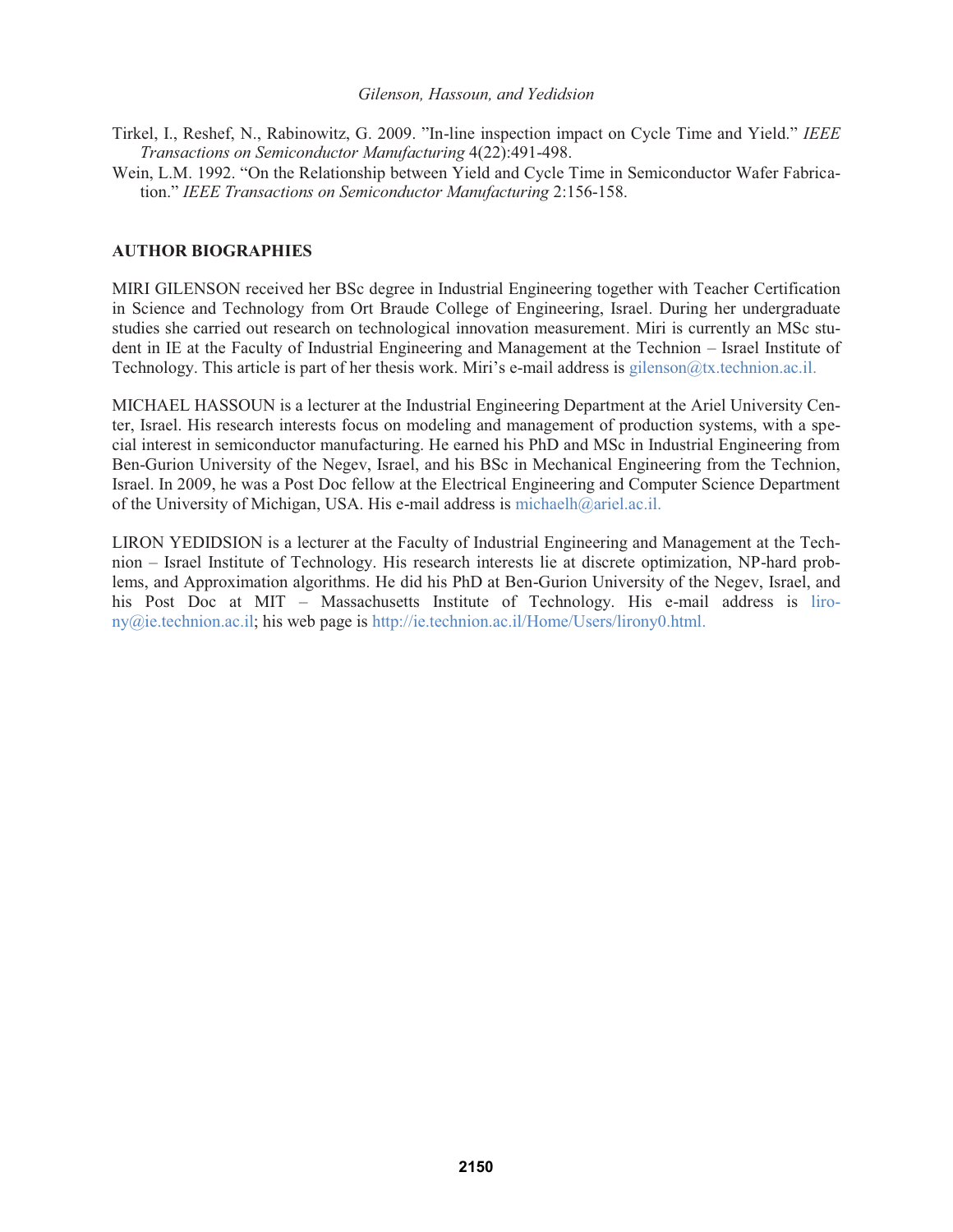Tirkel, I., Reshef, N., Rabinowitz, G. 2009. "In-line inspection impact on Cycle Time and Yield." *IEEE Transactions on Semiconductor Manufacturing* 4(22):491-498.

Wein, L.M. 1992. "On the Relationship between Yield and Cycle Time in Semiconductor Wafer Fabrication." *IEEE Transactions on Semiconductor Manufacturing* 2:156-158.

## AUTHOR BIOGRAPHIES

MIRI GILENSON received her BSc degree in Industrial Engineering together with Teacher Certification in Science and Technology from Ort Braude College of Engineering, Israel. During her undergraduate studies she carried out research on technological innovation measurement. Miri is currently an MSc student in IE at the Faculty of Industrial Engineering and Management at the Technion – Israel Institute of Technology. This article is part of her thesis work. Miri's e-mail address is gilenson@tx.technion.ac.il.

MICHAEL HASSOUN is a lecturer at the Industrial Engineering Department at the Ariel University Center, Israel. His research interests focus on modeling and management of production systems, with a special interest in semiconductor manufacturing. He earned his PhD and MSc in Industrial Engineering from Ben-Gurion University of the Negev, Israel, and his BSc in Mechanical Engineering from the Technion, Israel. In 2009, he was a Post Doc fellow at the Electrical Engineering and Computer Science Department of the University of Michigan, USA. His e-mail address is michaelh@ariel.ac.il.

LIRON YEDIDSION is a lecturer at the Faculty of Industrial Engineering and Management at the Technion – Israel Institute of Technology. His research interests lie at discrete optimization, NP-hard problems, and Approximation algorithms. He did his PhD at Ben-Gurion University of the Negev, Israel, and his Post Doc at MIT – Massachusetts Institute of Technology. His e-mail address is lirony@ie.technion.ac.il; his web page is http://ie.technion.ac.il/Home/Users/lirony0.html.